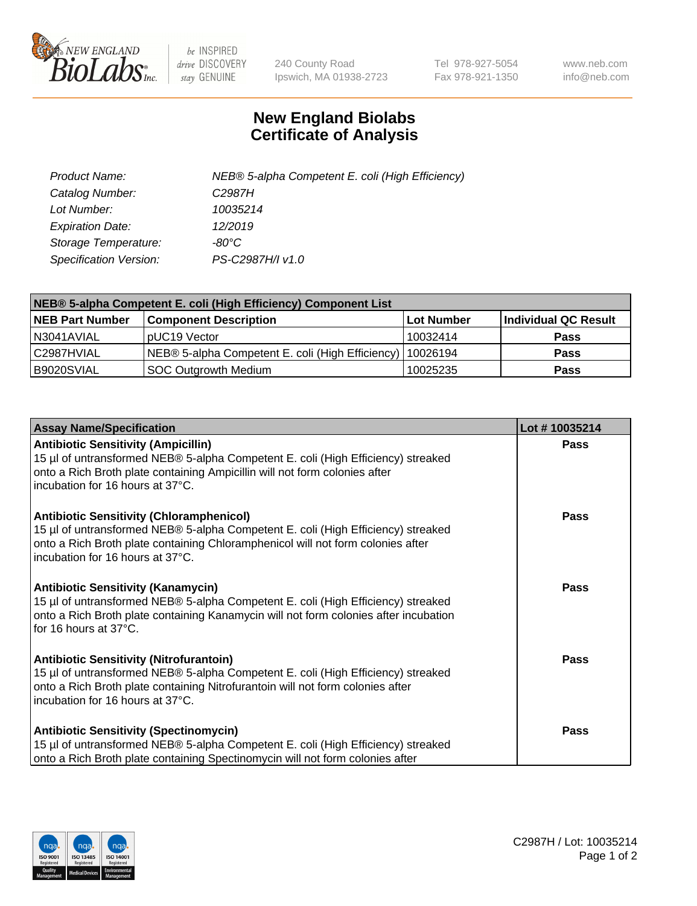New England BioLabs Inc. — be INSPIRED drive DISCOVERY stay GENUINE

240 County Road
Ipswich, MA 01938-2723

Tel 978-927-5054
Fax 978-921-1350

www.neb.com
info@neb.com

# New England Biolabs Certificate of Analysis

*Product Name:* *NEB® 5-alpha Competent E. coli (High Efficiency)*
*Catalog Number:* *C2987H*
*Lot Number:* *10035214*
*Expiration Date:* *12/2019*
*Storage Temperature:* *-80°C*
*Specification Version:* *PS-C2987H/I v1.0*

| NEB® 5-alpha Competent E. coli (High Efficiency) Component List | | | |
|---|---|---|---|
| **NEB Part Number** | **Component Description** | **Lot Number** | **Individual QC Result** |
| N3041AVIAL | pUC19 Vector | 10032414 | **Pass** |
| C2987HVIAL | NEB® 5-alpha Competent E. coli (High Efficiency) | 10026194 | **Pass** |
| B9020SVIAL | SOC Outgrowth Medium | 10025235 | **Pass** |

| Assay Name/Specification | Lot # 10035214 |
|---|---|
| **Antibiotic Sensitivity (Ampicillin)** 15 µl of untransformed NEB® 5-alpha Competent E. coli (High Efficiency) streaked onto a Rich Broth plate containing Ampicillin will not form colonies after incubation for 16 hours at 37°C. | **Pass** |
| **Antibiotic Sensitivity (Chloramphenicol)** 15 µl of untransformed NEB® 5-alpha Competent E. coli (High Efficiency) streaked onto a Rich Broth plate containing Chloramphenicol will not form colonies after incubation for 16 hours at 37°C. | **Pass** |
| **Antibiotic Sensitivity (Kanamycin)** 15 µl of untransformed NEB® 5-alpha Competent E. coli (High Efficiency) streaked onto a Rich Broth plate containing Kanamycin will not form colonies after incubation for 16 hours at 37°C. | **Pass** |
| **Antibiotic Sensitivity (Nitrofurantoin)** 15 µl of untransformed NEB® 5-alpha Competent E. coli (High Efficiency) streaked onto a Rich Broth plate containing Nitrofurantoin will not form colonies after incubation for 16 hours at 37°C. | **Pass** |
| **Antibiotic Sensitivity (Spectinomycin)** 15 µl of untransformed NEB® 5-alpha Competent E. coli (High Efficiency) streaked onto a Rich Broth plate containing Spectinomycin will not form colonies after | **Pass** |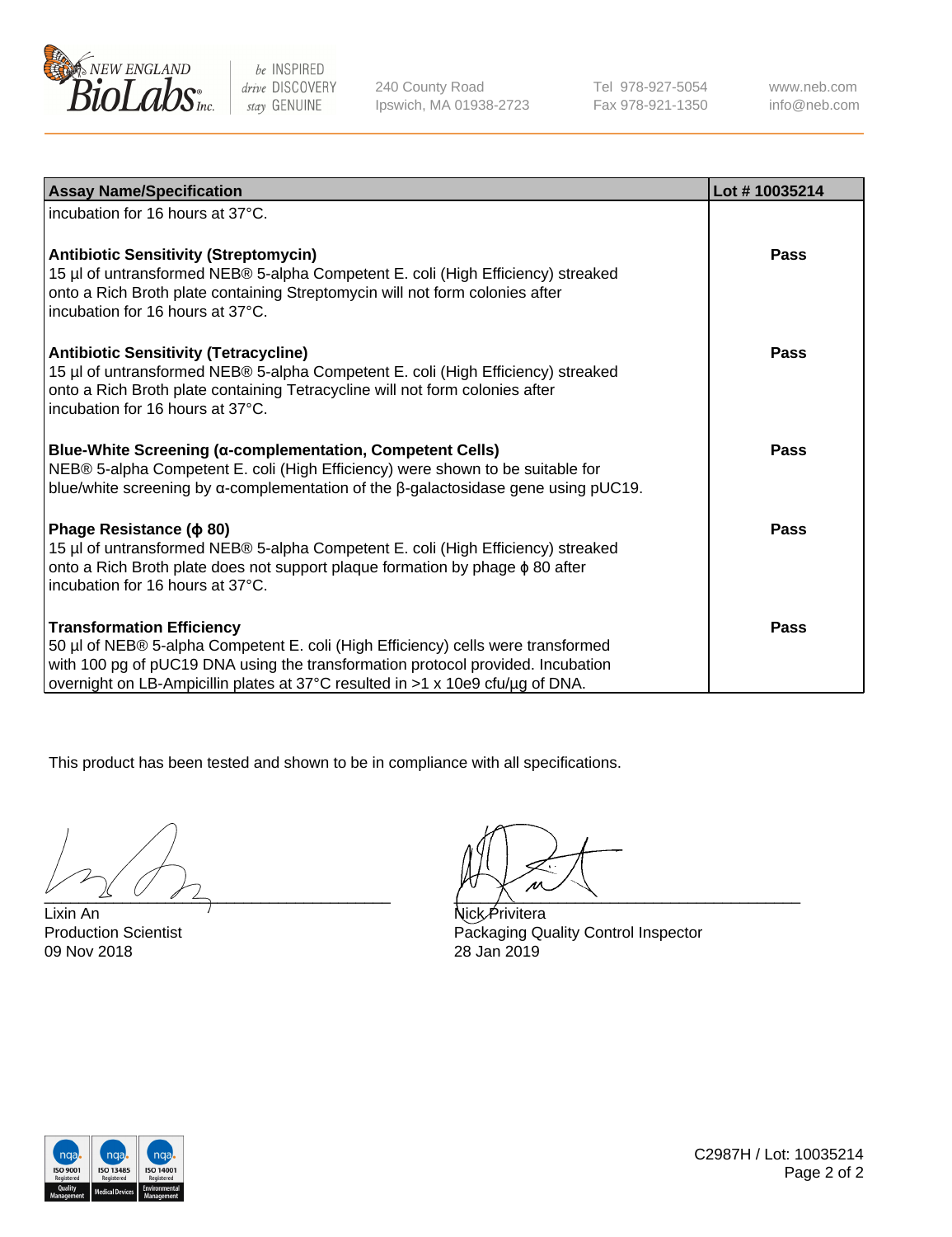| Assay Name/Specification | Lot # 10035214 |
|---|---|
| incubation for 16 hours at 37°C. | |
| **Antibiotic Sensitivity (Streptomycin)**<br>15 µl of untransformed NEB® 5-alpha Competent E. coli (High Efficiency) streaked onto a Rich Broth plate containing Streptomycin will not form colonies after incubation for 16 hours at 37°C. | Pass |
| **Antibiotic Sensitivity (Tetracycline)**<br>15 µl of untransformed NEB® 5-alpha Competent E. coli (High Efficiency) streaked onto a Rich Broth plate containing Tetracycline will not form colonies after incubation for 16 hours at 37°C. | Pass |
| **Blue-White Screening (α-complementation, Competent Cells)**<br>NEB® 5-alpha Competent E. coli (High Efficiency) were shown to be suitable for blue/white screening by α-complementation of the β-galactosidase gene using pUC19. | Pass |
| **Phage Resistance (ϕ 80)**<br>15 µl of untransformed NEB® 5-alpha Competent E. coli (High Efficiency) streaked onto a Rich Broth plate does not support plaque formation by phage ϕ 80 after incubation for 16 hours at 37°C. | Pass |
| **Transformation Efficiency**<br>50 µl of NEB® 5-alpha Competent E. coli (High Efficiency) cells were transformed with 100 pg of pUC19 DNA using the transformation protocol provided. Incubation overnight on LB-Ampicillin plates at 37°C resulted in >1 x 10e9 cfu/µg of DNA. | Pass |

This product has been tested and shown to be in compliance with all specifications.

Lixin An
Production Scientist
09 Nov 2018

Nick Privitera
Packaging Quality Control Inspector
28 Jan 2019

C2987H / Lot: 10035214